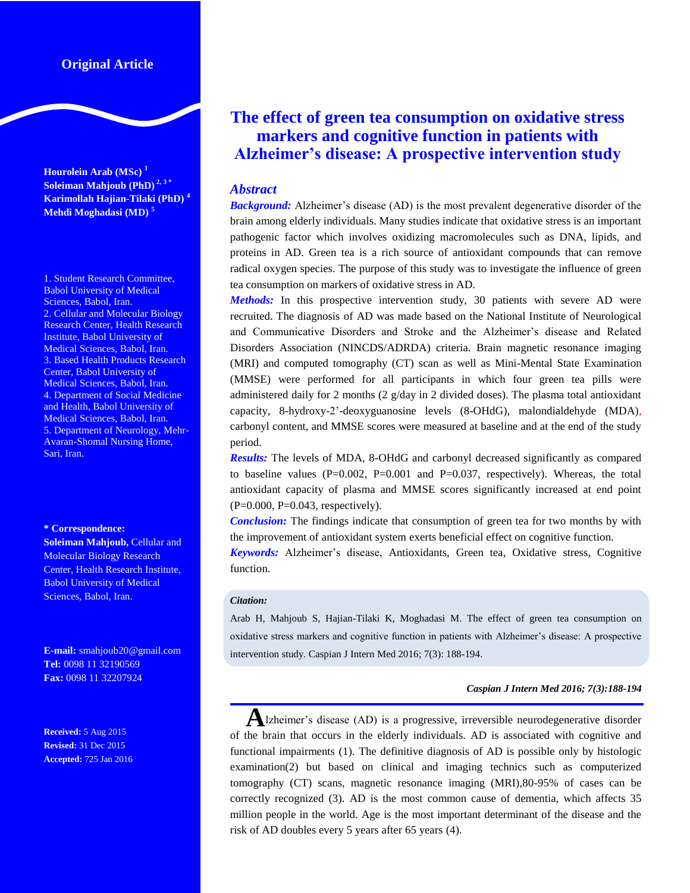**Original Article**

# The effect of green tea consumption on oxidative stress markers and cognitive function in patients with Alzheimer's disease: A prospective intervention study

**Hourolein Arab (MSc) [1]**
**Soleiman Mahjoub (PhD) [2, 3 *]**
**Karimollah Hajian-Tilaki (PhD) [4]**
**Mehdi Moghadasi (MD) [5]**

1. Student Research Committee, Babol University of Medical Sciences, Babol, Iran.
2. Cellular and Molecular Biology Research Center, Health Research Institute, Babol University of Medical Sciences, Babol, Iran.
3. Based Health Products Research Center, Babol University of Medical Sciences, Babol, Iran.
4. Department of Social Medicine and Health, Babol University of Medical Sciences, Babol, Iran.
5. Department of Neurology, Mehr-Avaran-Shomal Nursing Home, Sari, Iran.

**\* Correspondence:**
**Soleiman Mahjoub,** Cellular and Molecular Biology Research Center, Health Research Institute, Babol University of Medical Sciences, Babol, Iran.

**E-mail:** smahjoub20@gmail.com
**Tel:** 0098 11 32190569
**Fax:** 0098 11 32207924

**Received:** 5 Aug 2015
**Revised:** 31 Dec 2015
**Accepted:** 725 Jan 2016

## *Abstract*

***Background:*** Alzheimer's disease (AD) is the most prevalent degenerative disorder of the brain among elderly individuals. Many studies indicate that oxidative stress is an important pathogenic factor which involves oxidizing macromolecules such as DNA, lipids, and proteins in AD. Green tea is a rich source of antioxidant compounds that can remove radical oxygen species. The purpose of this study was to investigate the influence of green tea consumption on markers of oxidative stress in AD.

***Methods:*** In this prospective intervention study, 30 patients with severe AD were recruited. The diagnosis of AD was made based on the National Institute of Neurological and Communicative Disorders and Stroke and the Alzheimer's disease and Related Disorders Association (NINCDS/ADRDA) criteria. Brain magnetic resonance imaging (MRI) and computed tomography (CT) scan as well as Mini-Mental State Examination (MMSE) were performed for all participants in which four green tea pills were administered daily for 2 months (2 g/day in 2 divided doses). The plasma total antioxidant capacity, 8-hydroxy-2'-deoxyguanosine levels (8-OHdG), malondialdehyde (MDA), carbonyl content, and MMSE scores were measured at baseline and at the end of the study period.

***Results:*** The levels of MDA, 8-OHdG and carbonyl decreased significantly as compared to baseline values (P=0.002, P=0.001 and P=0.037, respectively). Whereas, the total antioxidant capacity of plasma and MMSE scores significantly increased at end point (P=0.000, P=0.043, respectively).

***Conclusion:*** The findings indicate that consumption of green tea for two months by with the improvement of antioxidant system exerts beneficial effect on cognitive function.

***Keywords:*** Alzheimer's disease, Antioxidants, Green tea, Oxidative stress, Cognitive function.

***Citation:***

Arab H, Mahjoub S, Hajian-Tilaki K, Moghadasi M. The effect of green tea consumption on oxidative stress markers and cognitive function in patients with Alzheimer's disease: A prospective intervention study. Caspian J Intern Med 2016; 7(3): 188-194.

Alzheimer's disease (AD) is a progressive, irreversible neurodegenerative disorder of the brain that occurs in the elderly individuals. AD is associated with cognitive and functional impairments (1). The definitive diagnosis of AD is possible only by histologic examination(2) but based on clinical and imaging technics such as computerized tomography (CT) scans, magnetic resonance imaging (MRI),80-95% of cases can be correctly recognized (3). AD is the most common cause of dementia, which affects 35 million people in the world. Age is the most important determinant of the disease and the risk of AD doubles every 5 years after 65 years (4).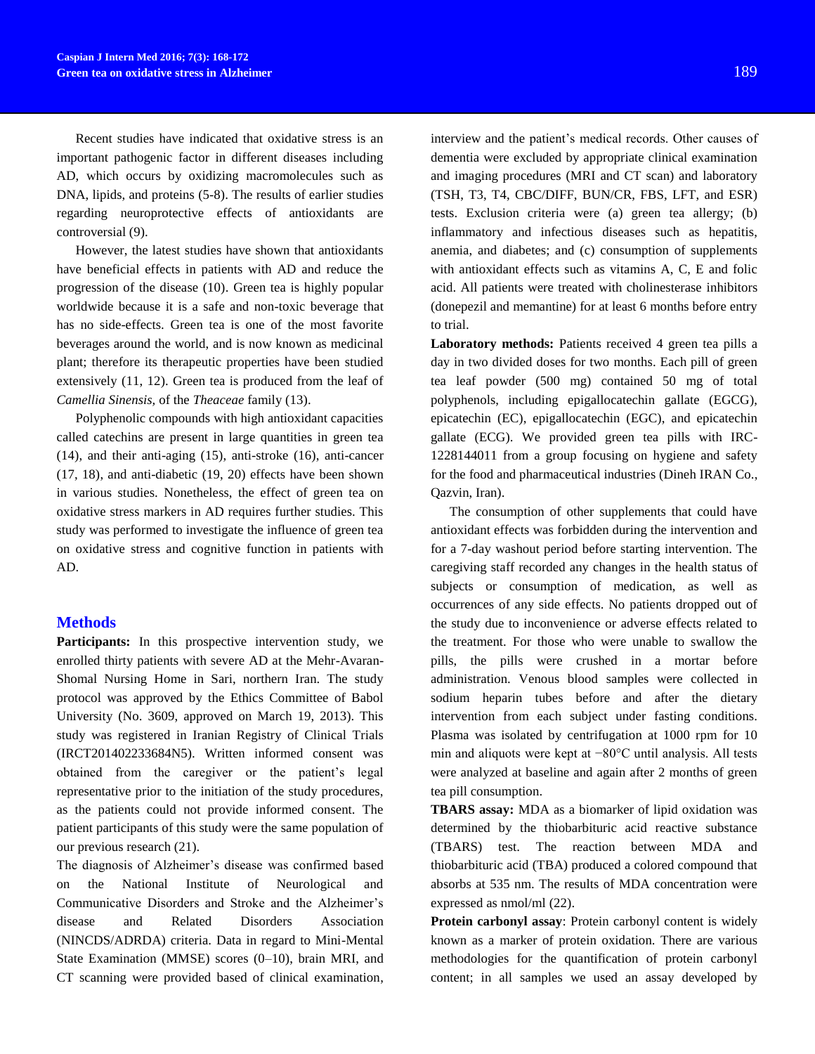Recent studies have indicated that oxidative stress is an important pathogenic factor in different diseases including AD, which occurs by oxidizing macromolecules such as DNA, lipids, and proteins (5-8). The results of earlier studies regarding neuroprotective effects of antioxidants are controversial (9).

However, the latest studies have shown that antioxidants have beneficial effects in patients with AD and reduce the progression of the disease (10). Green tea is highly popular worldwide because it is a safe and non-toxic beverage that has no side-effects. Green tea is one of the most favorite beverages around the world, and is now known as medicinal plant; therefore its therapeutic properties have been studied extensively (11, 12). Green tea is produced from the leaf of *Camellia Sinensis*, of the *Theaceae* family (13).

Polyphenolic compounds with high antioxidant capacities called catechins are present in large quantities in green tea (14), and their anti-aging (15), anti-stroke (16), anti-cancer (17, 18), and anti-diabetic (19, 20) effects have been shown in various studies. Nonetheless, the effect of green tea on oxidative stress markers in AD requires further studies. This study was performed to investigate the influence of green tea on oxidative stress and cognitive function in patients with AD.

## Methods

**Participants:** In this prospective intervention study, we enrolled thirty patients with severe AD at the Mehr-Avaran-Shomal Nursing Home in Sari, northern Iran. The study protocol was approved by the Ethics Committee of Babol University (No. 3609, approved on March 19, 2013). This study was registered in Iranian Registry of Clinical Trials (IRCT201402233684N5). Written informed consent was obtained from the caregiver or the patient's legal representative prior to the initiation of the study procedures, as the patients could not provide informed consent. The patient participants of this study were the same population of our previous research (21).

The diagnosis of Alzheimer's disease was confirmed based on the National Institute of Neurological and Communicative Disorders and Stroke and the Alzheimer's disease and Related Disorders Association (NINCDS/ADRDA) criteria. Data in regard to Mini-Mental State Examination (MMSE) scores (0–10), brain MRI, and CT scanning were provided based of clinical examination, interview and the patient's medical records. Other causes of dementia were excluded by appropriate clinical examination and imaging procedures (MRI and CT scan) and laboratory (TSH, T3, T4, CBC/DIFF, BUN/CR, FBS, LFT, and ESR) tests. Exclusion criteria were (a) green tea allergy; (b) inflammatory and infectious diseases such as hepatitis, anemia, and diabetes; and (c) consumption of supplements with antioxidant effects such as vitamins A, C, E and folic acid. All patients were treated with cholinesterase inhibitors (donepezil and memantine) for at least 6 months before entry to trial.

**Laboratory methods:** Patients received 4 green tea pills a day in two divided doses for two months. Each pill of green tea leaf powder (500 mg) contained 50 mg of total polyphenols, including epigallocatechin gallate (EGCG), epicatechin (EC), epigallocatechin (EGC), and epicatechin gallate (ECG). We provided green tea pills with IRC-1228144011 from a group focusing on hygiene and safety for the food and pharmaceutical industries (Dineh IRAN Co., Qazvin, Iran).

The consumption of other supplements that could have antioxidant effects was forbidden during the intervention and for a 7-day washout period before starting intervention. The caregiving staff recorded any changes in the health status of subjects or consumption of medication, as well as occurrences of any side effects. No patients dropped out of the study due to inconvenience or adverse effects related to the treatment. For those who were unable to swallow the pills, the pills were crushed in a mortar before administration. Venous blood samples were collected in sodium heparin tubes before and after the dietary intervention from each subject under fasting conditions. Plasma was isolated by centrifugation at 1000 rpm for 10 min and aliquots were kept at −80°C until analysis. All tests were analyzed at baseline and again after 2 months of green tea pill consumption.

**TBARS assay:** MDA as a biomarker of lipid oxidation was determined by the thiobarbituric acid reactive substance (TBARS) test. The reaction between MDA and thiobarbituric acid (TBA) produced a colored compound that absorbs at 535 nm. The results of MDA concentration were expressed as nmol/ml (22).

**Protein carbonyl assay**: Protein carbonyl content is widely known as a marker of protein oxidation. There are various methodologies for the quantification of protein carbonyl content; in all samples we used an assay developed by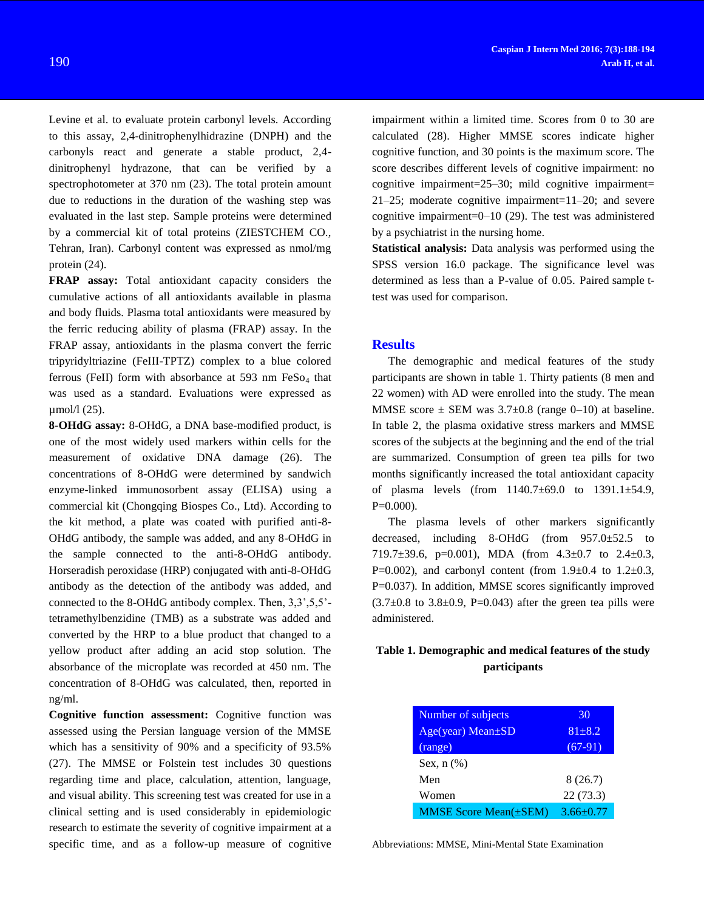Levine et al. to evaluate protein carbonyl levels. According to this assay, 2,4-dinitrophenylhidrazine (DNPH) and the carbonyls react and generate a stable product, 2,4-dinitrophenyl hydrazone, that can be verified by a spectrophotometer at 370 nm (23). The total protein amount due to reductions in the duration of the washing step was evaluated in the last step. Sample proteins were determined by a commercial kit of total proteins (ZIESTCHEM CO., Tehran, Iran). Carbonyl content was expressed as nmol/mg protein (24).

**FRAP assay:** Total antioxidant capacity considers the cumulative actions of all antioxidants available in plasma and body fluids. Plasma total antioxidants were measured by the ferric reducing ability of plasma (FRAP) assay. In the FRAP assay, antioxidants in the plasma convert the ferric tripyridyltriazine (FeIII-TPTZ) complex to a blue colored ferrous (FeII) form with absorbance at 593 nm $FeSo_4$ that was used as a standard. Evaluations were expressed as µmol/l (25).

**8-OHdG assay:** 8-OHdG, a DNA base-modified product, is one of the most widely used markers within cells for the measurement of oxidative DNA damage (26). The concentrations of 8-OHdG were determined by sandwich enzyme-linked immunosorbent assay (ELISA) using a commercial kit (Chongqing Biospes Co., Ltd). According to the kit method, a plate was coated with purified anti-8-OHdG antibody, the sample was added, and any 8-OHdG in the sample connected to the anti-8-OHdG antibody. Horseradish peroxidase (HRP) conjugated with anti-8-OHdG antibody as the detection of the antibody was added, and connected to the 8-OHdG antibody complex. Then, 3,3',5,5'-tetramethylbenzidine (TMB) as a substrate was added and converted by the HRP to a blue product that changed to a yellow product after adding an acid stop solution. The absorbance of the microplate was recorded at 450 nm. The concentration of 8-OHdG was calculated, then, reported in ng/ml.

**Cognitive function assessment:** Cognitive function was assessed using the Persian language version of the MMSE which has a sensitivity of 90% and a specificity of 93.5% (27). The MMSE or Folstein test includes 30 questions regarding time and place, calculation, attention, language, and visual ability. This screening test was created for use in a clinical setting and is used considerably in epidemiologic research to estimate the severity of cognitive impairment at a specific time, and as a follow-up measure of cognitive impairment within a limited time. Scores from 0 to 30 are calculated (28). Higher MMSE scores indicate higher cognitive function, and 30 points is the maximum score. The score describes different levels of cognitive impairment: no cognitive impairment=25–30; mild cognitive impairment= 21–25; moderate cognitive impairment=11–20; and severe cognitive impairment=0–10 (29). The test was administered by a psychiatrist in the nursing home.

**Statistical analysis:** Data analysis was performed using the SPSS version 16.0 package. The significance level was determined as less than a P-value of 0.05. Paired sample t-test was used for comparison.

## Results

The demographic and medical features of the study participants are shown in table 1. Thirty patients (8 men and 22 women) with AD were enrolled into the study. The mean MMSE score ± SEM was 3.7±0.8 (range 0–10) at baseline. In table 2, the plasma oxidative stress markers and MMSE scores of the subjects at the beginning and the end of the trial are summarized. Consumption of green tea pills for two months significantly increased the total antioxidant capacity of plasma levels (from 1140.7±69.0 to 1391.1±54.9, P=0.000).

The plasma levels of other markers significantly decreased, including 8-OHdG (from 957.0±52.5 to 719.7±39.6, p=0.001), MDA (from 4.3±0.7 to 2.4±0.3, P=0.002), and carbonyl content (from 1.9±0.4 to 1.2±0.3, P=0.037). In addition, MMSE scores significantly improved (3.7±0.8 to 3.8±0.9, P=0.043) after the green tea pills were administered.

**Table 1. Demographic and medical features of the study participants**

| | |
|---|---|
| Number of subjects | 30 |
| Age(year) Mean±SD (range) | 81±8.2 (67-91) |
| Sex, n (%) | |
| Men | 8 (26.7) |
| Women | 22 (73.3) |
| MMSE Score Mean(±SEM) | 3.66±0.77 |

Abbreviations: MMSE, Mini-Mental State Examination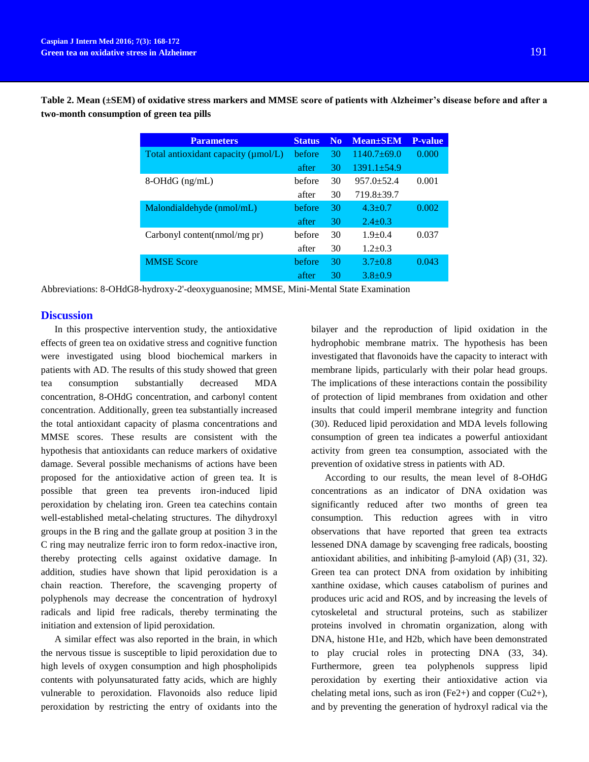**Table 2. Mean (±SEM) of oxidative stress markers and MMSE score of patients with Alzheimer's disease before and after a two-month consumption of green tea pills**

| Parameters | Status | No | Mean±SEM | P-value |
|---|---|---|---|---|
| Total antioxidant capacity (µmol/L) | before | 30 | 1140.7±69.0 | 0.000 |
| | after | 30 | 1391.1±54.9 | |
| 8-OHdG (ng/mL) | before | 30 | 957.0±52.4 | 0.001 |
| | after | 30 | 719.8±39.7 | |
| Malondialdehyde (nmol/mL) | before | 30 | 4.3±0.7 | 0.002 |
| | after | 30 | 2.4±0.3 | |
| Carbonyl content(nmol/mg pr) | before | 30 | 1.9±0.4 | 0.037 |
| | after | 30 | 1.2±0.3 | |
| MMSE Score | before | 30 | 3.7±0.8 | 0.043 |
| | after | 30 | 3.8±0.9 | |

Abbreviations: 8-OHdG8-hydroxy-2'-deoxyguanosine; MMSE, Mini-Mental State Examination

## Discussion

In this prospective intervention study, the antioxidative effects of green tea on oxidative stress and cognitive function were investigated using blood biochemical markers in patients with AD. The results of this study showed that green tea consumption substantially decreased MDA concentration, 8-OHdG concentration, and carbonyl content concentration. Additionally, green tea substantially increased the total antioxidant capacity of plasma concentrations and MMSE scores. These results are consistent with the hypothesis that antioxidants can reduce markers of oxidative damage. Several possible mechanisms of actions have been proposed for the antioxidative action of green tea. It is possible that green tea prevents iron-induced lipid peroxidation by chelating iron. Green tea catechins contain well-established metal-chelating structures. The dihydroxyl groups in the B ring and the gallate group at position 3 in the C ring may neutralize ferric iron to form redox-inactive iron, thereby protecting cells against oxidative damage. In addition, studies have shown that lipid peroxidation is a chain reaction. Therefore, the scavenging property of polyphenols may decrease the concentration of hydroxyl radicals and lipid free radicals, thereby terminating the initiation and extension of lipid peroxidation.

A similar effect was also reported in the brain, in which the nervous tissue is susceptible to lipid peroxidation due to high levels of oxygen consumption and high phospholipids contents with polyunsaturated fatty acids, which are highly vulnerable to peroxidation. Flavonoids also reduce lipid peroxidation by restricting the entry of oxidants into the bilayer and the reproduction of lipid oxidation in the hydrophobic membrane matrix. The hypothesis has been investigated that flavonoids have the capacity to interact with membrane lipids, particularly with their polar head groups. The implications of these interactions contain the possibility of protection of lipid membranes from oxidation and other insults that could imperil membrane integrity and function (30). Reduced lipid peroxidation and MDA levels following consumption of green tea indicates a powerful antioxidant activity from green tea consumption, associated with the prevention of oxidative stress in patients with AD.

According to our results, the mean level of 8-OHdG concentrations as an indicator of DNA oxidation was significantly reduced after two months of green tea consumption. This reduction agrees with in vitro observations that have reported that green tea extracts lessened DNA damage by scavenging free radicals, boosting antioxidant abilities, and inhibiting β-amyloid (Aβ) (31, 32). Green tea can protect DNA from oxidation by inhibiting xanthine oxidase, which causes catabolism of purines and produces uric acid and ROS, and by increasing the levels of cytoskeletal and structural proteins, such as stabilizer proteins involved in chromatin organization, along with DNA, histone H1e, and H2b, which have been demonstrated to play crucial roles in protecting DNA (33, 34). Furthermore, green tea polyphenols suppress lipid peroxidation by exerting their antioxidative action via chelating metal ions, such as iron ($Fe^{2+}$) and copper ($Cu^{2+}$), and by preventing the generation of hydroxyl radical via the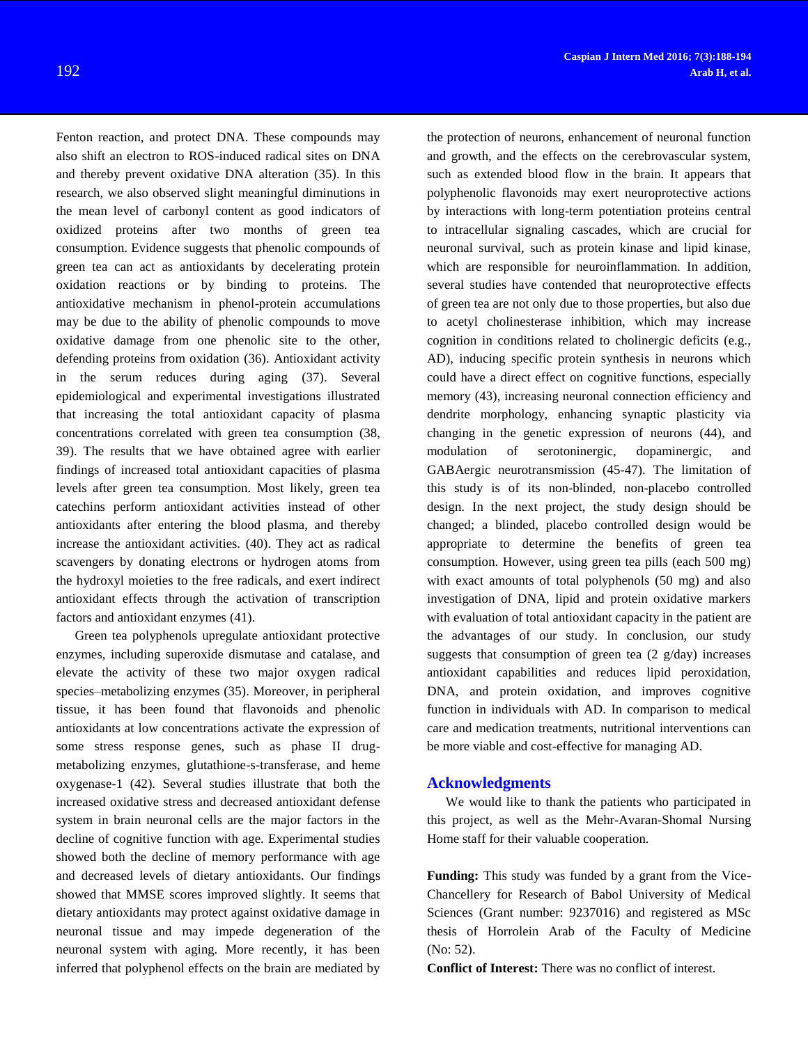Fenton reaction, and protect DNA. These compounds may also shift an electron to ROS-induced radical sites on DNA and thereby prevent oxidative DNA alteration (35). In this research, we also observed slight meaningful diminutions in the mean level of carbonyl content as good indicators of oxidized proteins after two months of green tea consumption. Evidence suggests that phenolic compounds of green tea can act as antioxidants by decelerating protein oxidation reactions or by binding to proteins. The antioxidative mechanism in phenol-protein accumulations may be due to the ability of phenolic compounds to move oxidative damage from one phenolic site to the other, defending proteins from oxidation (36). Antioxidant activity in the serum reduces during aging (37). Several epidemiological and experimental investigations illustrated that increasing the total antioxidant capacity of plasma concentrations correlated with green tea consumption (38, 39). The results that we have obtained agree with earlier findings of increased total antioxidant capacities of plasma levels after green tea consumption. Most likely, green tea catechins perform antioxidant activities instead of other antioxidants after entering the blood plasma, and thereby increase the antioxidant activities. (40). They act as radical scavengers by donating electrons or hydrogen atoms from the hydroxyl moieties to the free radicals, and exert indirect antioxidant effects through the activation of transcription factors and antioxidant enzymes (41).

Green tea polyphenols upregulate antioxidant protective enzymes, including superoxide dismutase and catalase, and elevate the activity of these two major oxygen radical species–metabolizing enzymes (35). Moreover, in peripheral tissue, it has been found that flavonoids and phenolic antioxidants at low concentrations activate the expression of some stress response genes, such as phase II drug-metabolizing enzymes, glutathione-s-transferase, and heme oxygenase-1 (42). Several studies illustrate that both the increased oxidative stress and decreased antioxidant defense system in brain neuronal cells are the major factors in the decline of cognitive function with age. Experimental studies showed both the decline of memory performance with age and decreased levels of dietary antioxidants. Our findings showed that MMSE scores improved slightly. It seems that dietary antioxidants may protect against oxidative damage in neuronal tissue and may impede degeneration of the neuronal system with aging. More recently, it has been inferred that polyphenol effects on the brain are mediated by the protection of neurons, enhancement of neuronal function and growth, and the effects on the cerebrovascular system, such as extended blood flow in the brain. It appears that polyphenolic flavonoids may exert neuroprotective actions by interactions with long-term potentiation proteins central to intracellular signaling cascades, which are crucial for neuronal survival, such as protein kinase and lipid kinase, which are responsible for neuroinflammation. In addition, several studies have contended that neuroprotective effects of green tea are not only due to those properties, but also due to acetyl cholinesterase inhibition, which may increase cognition in conditions related to cholinergic deficits (e.g., AD), inducing specific protein synthesis in neurons which could have a direct effect on cognitive functions, especially memory (43), increasing neuronal connection efficiency and dendrite morphology, enhancing synaptic plasticity via changing in the genetic expression of neurons (44), and modulation of serotoninergic, dopaminergic, and GABAergic neurotransmission (45-47). The limitation of this study is of its non-blinded, non-placebo controlled design. In the next project, the study design should be changed; a blinded, placebo controlled design would be appropriate to determine the benefits of green tea consumption. However, using green tea pills (each 500 mg) with exact amounts of total polyphenols (50 mg) and also investigation of DNA, lipid and protein oxidative markers with evaluation of total antioxidant capacity in the patient are the advantages of our study. In conclusion, our study suggests that consumption of green tea (2 g/day) increases antioxidant capabilities and reduces lipid peroxidation, DNA, and protein oxidation, and improves cognitive function in individuals with AD. In comparison to medical care and medication treatments, nutritional interventions can be more viable and cost-effective for managing AD.

## Acknowledgments

We would like to thank the patients who participated in this project, as well as the Mehr-Avaran-Shomal Nursing Home staff for their valuable cooperation.

**Funding:** This study was funded by a grant from the Vice-Chancellery for Research of Babol University of Medical Sciences (Grant number: 9237016) and registered as MSc thesis of Horrolein Arab of the Faculty of Medicine (No: 52).

**Conflict of Interest:** There was no conflict of interest.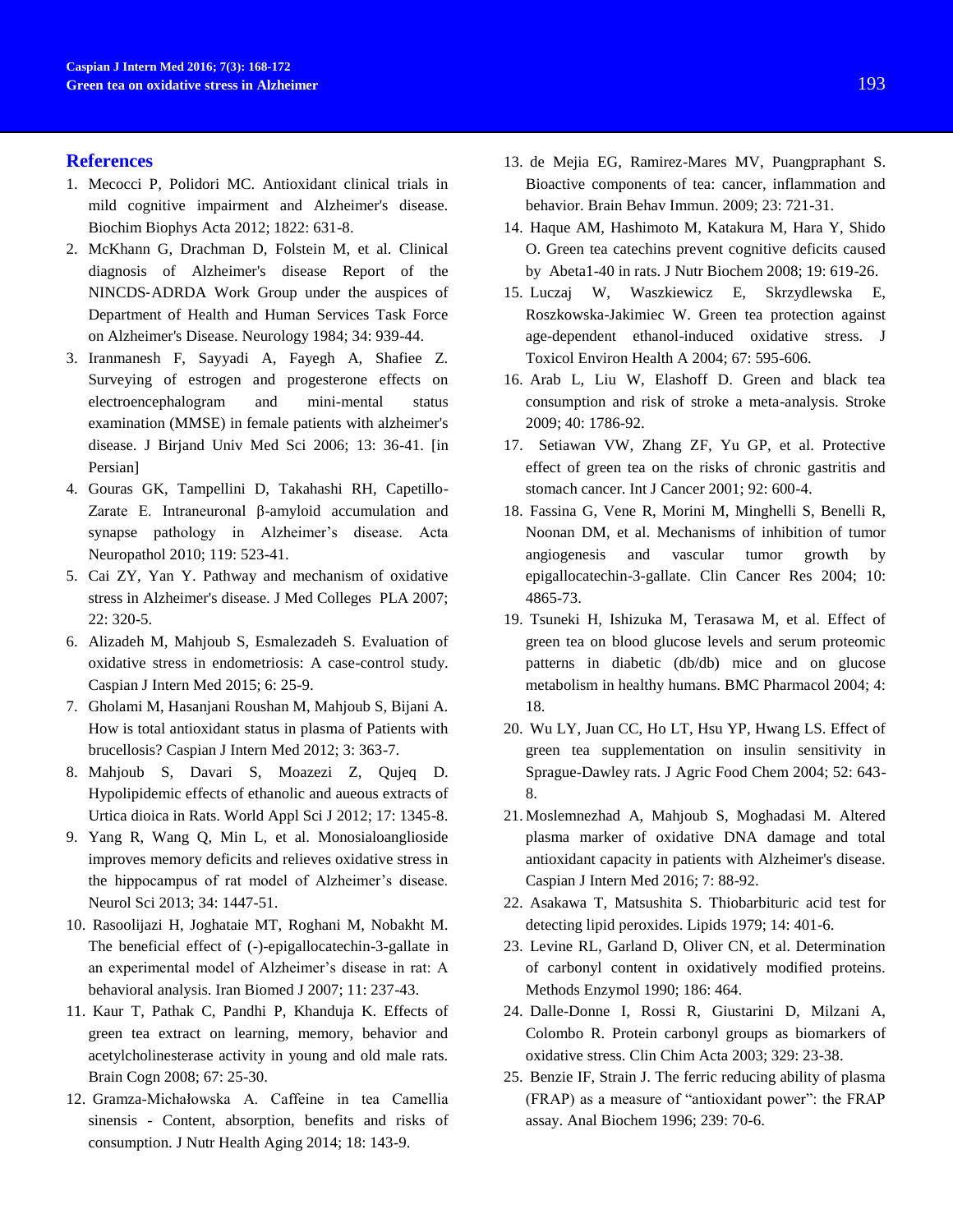## References

1. Mecocci P, Polidori MC. Antioxidant clinical trials in mild cognitive impairment and Alzheimer's disease. Biochim Biophys Acta 2012; 1822: 631-8.
2. McKhann G, Drachman D, Folstein M, et al. Clinical diagnosis of Alzheimer's disease Report of the NINCDS-ADRDA Work Group under the auspices of Department of Health and Human Services Task Force on Alzheimer's Disease. Neurology 1984; 34: 939-44.
3. Iranmanesh F, Sayyadi A, Fayegh A, Shafiee Z. Surveying of estrogen and progesterone effects on electroencephalogram and mini-mental status examination (MMSE) in female patients with alzheimer's disease. J Birjand Univ Med Sci 2006; 13: 36-41. [in Persian]
4. Gouras GK, Tampellini D, Takahashi RH, Capetillo-Zarate E. Intraneuronal β-amyloid accumulation and synapse pathology in Alzheimer's disease. Acta Neuropathol 2010; 119: 523-41.
5. Cai ZY, Yan Y. Pathway and mechanism of oxidative stress in Alzheimer's disease. J Med Colleges PLA 2007; 22: 320-5.
6. Alizadeh M, Mahjoub S, Esmalezadeh S. Evaluation of oxidative stress in endometriosis: A case-control study. Caspian J Intern Med 2015; 6: 25-9.
7. Gholami M, Hasanjani Roushan M, Mahjoub S, Bijani A. How is total antioxidant status in plasma of Patients with brucellosis? Caspian J Intern Med 2012; 3: 363-7.
8. Mahjoub S, Davari S, Moazezi Z, Qujeq D. Hypolipidemic effects of ethanolic and aueous extracts of Urtica dioica in Rats. World Appl Sci J 2012; 17: 1345-8.
9. Yang R, Wang Q, Min L, et al. Monosialoanglioside improves memory deficits and relieves oxidative stress in the hippocampus of rat model of Alzheimer's disease. Neurol Sci 2013; 34: 1447-51.
10. Rasoolijazi H, Joghataie MT, Roghani M, Nobakht M. The beneficial effect of (-)-epigallocatechin-3-gallate in an experimental model of Alzheimer's disease in rat: A behavioral analysis. Iran Biomed J 2007; 11: 237-43.
11. Kaur T, Pathak C, Pandhi P, Khanduja K. Effects of green tea extract on learning, memory, behavior and acetylcholinesterase activity in young and old male rats. Brain Cogn 2008; 67: 25-30.
12. Gramza-Michałowska A. Caffeine in tea Camellia sinensis - Content, absorption, benefits and risks of consumption. J Nutr Health Aging 2014; 18: 143-9.
13. de Mejia EG, Ramirez-Mares MV, Puangpraphant S. Bioactive components of tea: cancer, inflammation and behavior. Brain Behav Immun. 2009; 23: 721-31.
14. Haque AM, Hashimoto M, Katakura M, Hara Y, Shido O. Green tea catechins prevent cognitive deficits caused by Abeta1-40 in rats. J Nutr Biochem 2008; 19: 619-26.
15. Luczaj W, Waszkiewicz E, Skrzydlewska E, Roszkowska-Jakimiec W. Green tea protection against age-dependent ethanol-induced oxidative stress. J Toxicol Environ Health A 2004; 67: 595-606.
16. Arab L, Liu W, Elashoff D. Green and black tea consumption and risk of stroke a meta-analysis. Stroke 2009; 40: 1786-92.
17. Setiawan VW, Zhang ZF, Yu GP, et al. Protective effect of green tea on the risks of chronic gastritis and stomach cancer. Int J Cancer 2001; 92: 600-4.
18. Fassina G, Vene R, Morini M, Minghelli S, Benelli R, Noonan DM, et al. Mechanisms of inhibition of tumor angiogenesis and vascular tumor growth by epigallocatechin-3-gallate. Clin Cancer Res 2004; 10: 4865-73.
19. Tsuneki H, Ishizuka M, Terasawa M, et al. Effect of green tea on blood glucose levels and serum proteomic patterns in diabetic (db/db) mice and on glucose metabolism in healthy humans. BMC Pharmacol 2004; 4: 18.
20. Wu LY, Juan CC, Ho LT, Hsu YP, Hwang LS. Effect of green tea supplementation on insulin sensitivity in Sprague-Dawley rats. J Agric Food Chem 2004; 52: 643-8.
21. Moslemnezhad A, Mahjoub S, Moghadasi M. Altered plasma marker of oxidative DNA damage and total antioxidant capacity in patients with Alzheimer's disease. Caspian J Intern Med 2016; 7: 88-92.
22. Asakawa T, Matsushita S. Thiobarbituric acid test for detecting lipid peroxides. Lipids 1979; 14: 401-6.
23. Levine RL, Garland D, Oliver CN, et al. Determination of carbonyl content in oxidatively modified proteins. Methods Enzymol 1990; 186: 464.
24. Dalle-Donne I, Rossi R, Giustarini D, Milzani A, Colombo R. Protein carbonyl groups as biomarkers of oxidative stress. Clin Chim Acta 2003; 329: 23-38.
25. Benzie IF, Strain J. The ferric reducing ability of plasma (FRAP) as a measure of "antioxidant power": the FRAP assay. Anal Biochem 1996; 239: 70-6.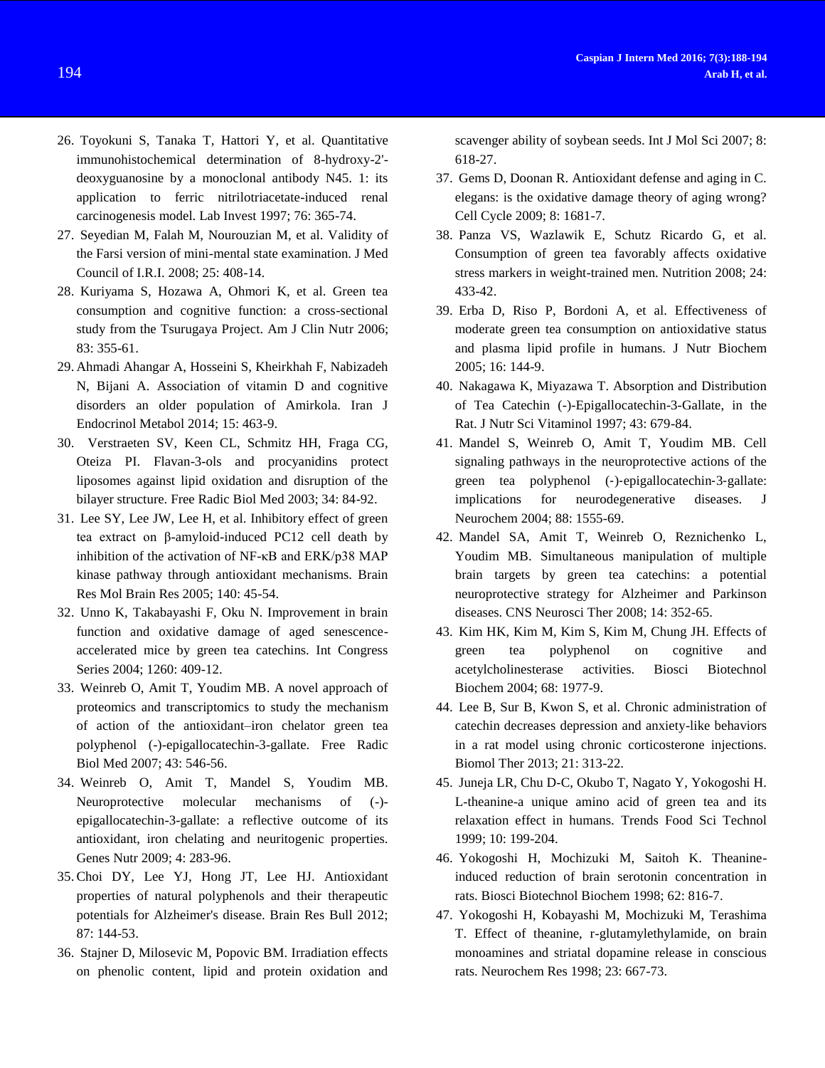26. Toyokuni S, Tanaka T, Hattori Y, et al. Quantitative immunohistochemical determination of 8-hydroxy-2'-deoxyguanosine by a monoclonal antibody N45. 1: its application to ferric nitrilotriacetate-induced renal carcinogenesis model. Lab Invest 1997; 76: 365-74.
27. Seyedian M, Falah M, Nourouzian M, et al. Validity of the Farsi version of mini-mental state examination. J Med Council of I.R.I. 2008; 25: 408-14.
28. Kuriyama S, Hozawa A, Ohmori K, et al. Green tea consumption and cognitive function: a cross-sectional study from the Tsurugaya Project. Am J Clin Nutr 2006; 83: 355-61.
29. Ahmadi Ahangar A, Hosseini S, Kheirkhah F, Nabizadeh N, Bijani A. Association of vitamin D and cognitive disorders an older population of Amirkola. Iran J Endocrinol Metabol 2014; 15: 463-9.
30. Verstraeten SV, Keen CL, Schmitz HH, Fraga CG, Oteiza PI. Flavan-3-ols and procyanidins protect liposomes against lipid oxidation and disruption of the bilayer structure. Free Radic Biol Med 2003; 34: 84-92.
31. Lee SY, Lee JW, Lee H, et al. Inhibitory effect of green tea extract on β-amyloid-induced PC12 cell death by inhibition of the activation of NF-κB and ERK/p38 MAP kinase pathway through antioxidant mechanisms. Brain Res Mol Brain Res 2005; 140: 45-54.
32. Unno K, Takabayashi F, Oku N. Improvement in brain function and oxidative damage of aged senescence-accelerated mice by green tea catechins. Int Congress Series 2004; 1260: 409-12.
33. Weinreb O, Amit T, Youdim MB. A novel approach of proteomics and transcriptomics to study the mechanism of action of the antioxidant–iron chelator green tea polyphenol (-)-epigallocatechin-3-gallate. Free Radic Biol Med 2007; 43: 546-56.
34. Weinreb O, Amit T, Mandel S, Youdim MB. Neuroprotective molecular mechanisms of (-)-epigallocatechin-3-gallate: a reflective outcome of its antioxidant, iron chelating and neuritogenic properties. Genes Nutr 2009; 4: 283-96.
35. Choi DY, Lee YJ, Hong JT, Lee HJ. Antioxidant properties of natural polyphenols and their therapeutic potentials for Alzheimer's disease. Brain Res Bull 2012; 87: 144-53.
36. Stajner D, Milosevic M, Popovic BM. Irradiation effects on phenolic content, lipid and protein oxidation and scavenger ability of soybean seeds. Int J Mol Sci 2007; 8: 618-27.
37. Gems D, Doonan R. Antioxidant defense and aging in C. elegans: is the oxidative damage theory of aging wrong? Cell Cycle 2009; 8: 1681-7.
38. Panza VS, Wazlawik E, Schutz Ricardo G, et al. Consumption of green tea favorably affects oxidative stress markers in weight-trained men. Nutrition 2008; 24: 433-42.
39. Erba D, Riso P, Bordoni A, et al. Effectiveness of moderate green tea consumption on antioxidative status and plasma lipid profile in humans. J Nutr Biochem 2005; 16: 144-9.
40. Nakagawa K, Miyazawa T. Absorption and Distribution of Tea Catechin (-)-Epigallocatechin-3-Gallate, in the Rat. J Nutr Sci Vitaminol 1997; 43: 679-84.
41. Mandel S, Weinreb O, Amit T, Youdim MB. Cell signaling pathways in the neuroprotective actions of the green tea polyphenol (-)-epigallocatechin-3-gallate: implications for neurodegenerative diseases. J Neurochem 2004; 88: 1555-69.
42. Mandel SA, Amit T, Weinreb O, Reznichenko L, Youdim MB. Simultaneous manipulation of multiple brain targets by green tea catechins: a potential neuroprotective strategy for Alzheimer and Parkinson diseases. CNS Neurosci Ther 2008; 14: 352-65.
43. Kim HK, Kim M, Kim S, Kim M, Chung JH. Effects of green tea polyphenol on cognitive and acetylcholinesterase activities. Biosci Biotechnol Biochem 2004; 68: 1977-9.
44. Lee B, Sur B, Kwon S, et al. Chronic administration of catechin decreases depression and anxiety-like behaviors in a rat model using chronic corticosterone injections. Biomol Ther 2013; 21: 313-22.
45. Juneja LR, Chu D-C, Okubo T, Nagato Y, Yokogoshi H. L-theanine-a unique amino acid of green tea and its relaxation effect in humans. Trends Food Sci Technol 1999; 10: 199-204.
46. Yokogoshi H, Mochizuki M, Saitoh K. Theanine-induced reduction of brain serotonin concentration in rats. Biosci Biotechnol Biochem 1998; 62: 816-7.
47. Yokogoshi H, Kobayashi M, Mochizuki M, Terashima T. Effect of theanine, r-glutamylethylamide, on brain monoamines and striatal dopamine release in conscious rats. Neurochem Res 1998; 23: 667-73.